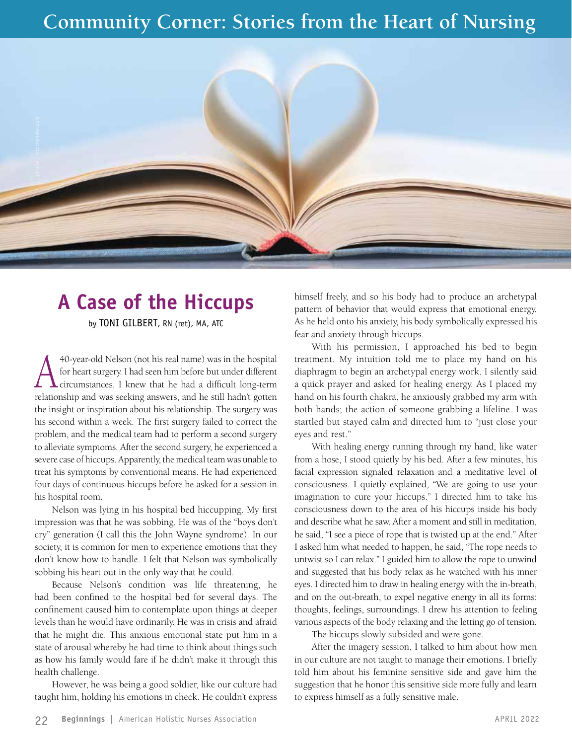# Community Corner: Stories from the Heart of Nursing

## A Case of the Hiccups

by TONI GILBERT, RN (ret), MA, ATC

A 40-year-old Nelson (not his real name) was in the hospital for heart surgery. I had seen him before but under different circumstances. I knew that he had a difficult long-term relationship and was seeking answers, and he still hadn't gotten the insight or inspiration about his relationship. The surgery was his second within a week. The first surgery failed to correct the problem, and the medical team had to perform a second surgery to alleviate symptoms. After the second surgery, he experienced a severe case of hiccups. Apparently, the medical team was unable to treat his symptoms by conventional means. He had experienced four days of continuous hiccups before he asked for a session in his hospital room.

Nelson was lying in his hospital bed hiccupping. My first impression was that he was sobbing. He was of the "boys don't cry" generation (I call this the John Wayne syndrome). In our society, it is common for men to experience emotions that they don't know how to handle. I felt that Nelson *was* symbolically sobbing his heart out in the only way that he could.

Because Nelson's condition was life threatening, he had been confined to the hospital bed for several days. The confinement caused him to contemplate upon things at deeper levels than he would have ordinarily. He was in crisis and afraid that he might die. This anxious emotional state put him in a state of arousal whereby he had time to think about things such as how his family would fare if he didn't make it through this health challenge.

However, he was being a good soldier, like our culture had taught him, holding his emotions in check. He couldn't express himself freely, and so his body had to produce an archetypal pattern of behavior that would express that emotional energy. As he held onto his anxiety, his body symbolically expressed his fear and anxiety through hiccups.

With his permission, I approached his bed to begin treatment. My intuition told me to place my hand on his diaphragm to begin an archetypal energy work. I silently said a quick prayer and asked for healing energy. As I placed my hand on his fourth chakra, he anxiously grabbed my arm with both hands; the action of someone grabbing a lifeline. I was startled but stayed calm and directed him to "just close your eyes and rest."

With healing energy running through my hand, like water from a hose, I stood quietly by his bed. After a few minutes, his facial expression signaled relaxation and a meditative level of consciousness. I quietly explained, "We are going to use your imagination to cure your hiccups." I directed him to take his consciousness down to the area of his hiccups inside his body and describe what he saw. After a moment and still in meditation, he said, "I see a piece of rope that is twisted up at the end." After I asked him what needed to happen, he said, "The rope needs to untwist so I can relax." I guided him to allow the rope to unwind and suggested that his body relax as he watched with his inner eyes. I directed him to draw in healing energy with the in-breath, and on the out-breath, to expel negative energy in all its forms: thoughts, feelings, surroundings. I drew his attention to feeling various aspects of the body relaxing and the letting go of tension.

The hiccups slowly subsided and were gone.

After the imagery session, I talked to him about how men in our culture are not taught to manage their emotions. I briefly told him about his feminine sensitive side and gave him the suggestion that he honor this sensitive side more fully and learn to express himself as a fully sensitive male.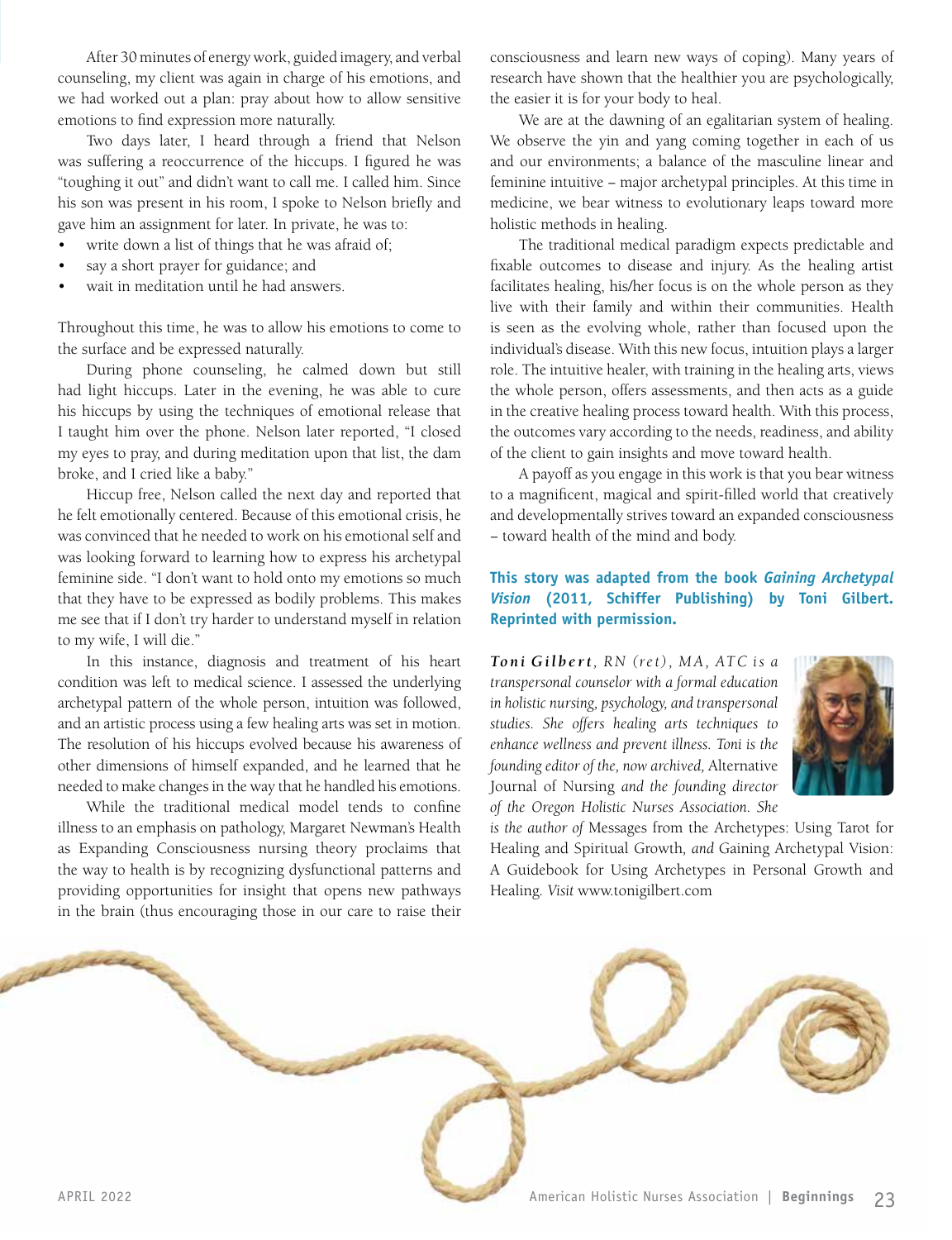After 30 minutes of energy work, guided imagery, and verbal counseling, my client was again in charge of his emotions, and we had worked out a plan: pray about how to allow sensitive emotions to find expression more naturally.

Two days later, I heard through a friend that Nelson was suffering a reoccurrence of the hiccups. I figured he was "toughing it out" and didn't want to call me. I called him. Since his son was present in his room, I spoke to Nelson briefly and gave him an assignment for later. In private, he was to:

- write down a list of things that he was afraid of;
- say a short prayer for guidance; and
- wait in meditation until he had answers.

Throughout this time, he was to allow his emotions to come to the surface and be expressed naturally.

During phone counseling, he calmed down but still had light hiccups. Later in the evening, he was able to cure his hiccups by using the techniques of emotional release that I taught him over the phone. Nelson later reported, "I closed my eyes to pray, and during meditation upon that list, the dam broke, and I cried like a baby."

Hiccup free, Nelson called the next day and reported that he felt emotionally centered. Because of this emotional crisis, he was convinced that he needed to work on his emotional self and was looking forward to learning how to express his archetypal feminine side. "I don't want to hold onto my emotions so much that they have to be expressed as bodily problems. This makes me see that if I don't try harder to understand myself in relation to my wife, I will die."

In this instance, diagnosis and treatment of his heart condition was left to medical science. I assessed the underlying archetypal pattern of the whole person, intuition was followed, and an artistic process using a few healing arts was set in motion. The resolution of his hiccups evolved because his awareness of other dimensions of himself expanded, and he learned that he needed to make changes in the way that he handled his emotions.

While the traditional medical model tends to confine illness to an emphasis on pathology, Margaret Newman's Health as Expanding Consciousness nursing theory proclaims that the way to health is by recognizing dysfunctional patterns and providing opportunities for insight that opens new pathways in the brain (thus encouraging those in our care to raise their consciousness and learn new ways of coping). Many years of research have shown that the healthier you are psychologically, the easier it is for your body to heal.

We are at the dawning of an egalitarian system of healing. We observe the yin and yang coming together in each of us and our environments; a balance of the masculine linear and feminine intuitive – major archetypal principles. At this time in medicine, we bear witness to evolutionary leaps toward more holistic methods in healing.

The traditional medical paradigm expects predictable and fixable outcomes to disease and injury. As the healing artist facilitates healing, his/her focus is on the whole person as they live with their family and within their communities. Health is seen as the evolving whole, rather than focused upon the individual's disease. With this new focus, intuition plays a larger role. The intuitive healer, with training in the healing arts, views the whole person, offers assessments, and then acts as a guide in the creative healing process toward health. With this process, the outcomes vary according to the needs, readiness, and ability of the client to gain insights and move toward health.

A payoff as you engage in this work is that you bear witness to a magnificent, magical and spirit-filled world that creatively and developmentally strives toward an expanded consciousness – toward health of the mind and body.

**This story was adapted from the book *Gaining Archetypal Vision* (2011, Schiffer Publishing) by Toni Gilbert. Reprinted with permission.**

***Toni Gilbert**, RN (ret), MA, ATC is a transpersonal counselor with a formal education in holistic nursing, psychology, and transpersonal studies. She offers healing arts techniques to enhance wellness and prevent illness. Toni is the founding editor of the, now archived,* Alternative Journal of Nursing *and the founding director of the Oregon Holistic Nurses Association. She is the author of* Messages from the Archetypes: Using Tarot for Healing and Spiritual Growth, *and* Gaining Archetypal Vision: A Guidebook for Using Archetypes in Personal Growth and Healing. *Visit* www.tonigilbert.com